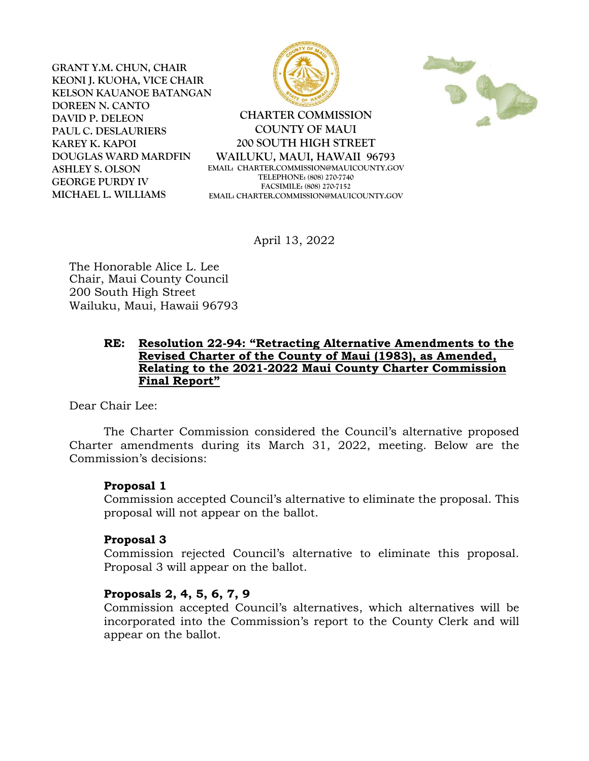GRANT Y.M. CHUN, CHAIR
KEONI J. KUOHA, VICE CHAIR
KELSON KAUANOE BATANGAN
DOREEN N. CANTO
DAVID P. DELEON
PAUL C. DESLAURIERS
KAREY K. KAPOI
DOUGLAS WARD MARDFIN
ASHLEY S. OLSON
GEORGE PURDY IV
MICHAEL L. WILLIAMS

**CHARTER COMMISSION**
**COUNTY OF MAUI**
**200 SOUTH HIGH STREET**
**WAILUKU, MAUI, HAWAII 96793**
EMAIL: CHARTER.COMMISSION@MAUICOUNTY.GOV
TELEPHONE: (808) 270-7740
FACSIMILE: (808) 270-7152
EMAIL: CHARTER.COMMISSION@MAUICOUNTY.GOV

April 13, 2022

The Honorable Alice L. Lee
Chair, Maui County Council
200 South High Street
Wailuku, Maui, Hawaii 96793

**RE: Resolution 22-94: "Retracting Alternative Amendments to the Revised Charter of the County of Maui (1983), as Amended, Relating to the 2021-2022 Maui County Charter Commission Final Report"**

Dear Chair Lee:

The Charter Commission considered the Council's alternative proposed Charter amendments during its March 31, 2022, meeting. Below are the Commission's decisions:

**Proposal 1**
Commission accepted Council's alternative to eliminate the proposal. This proposal will not appear on the ballot.

**Proposal 3**
Commission rejected Council's alternative to eliminate this proposal. Proposal 3 will appear on the ballot.

**Proposals 2, 4, 5, 6, 7, 9**
Commission accepted Council's alternatives, which alternatives will be incorporated into the Commission's report to the County Clerk and will appear on the ballot.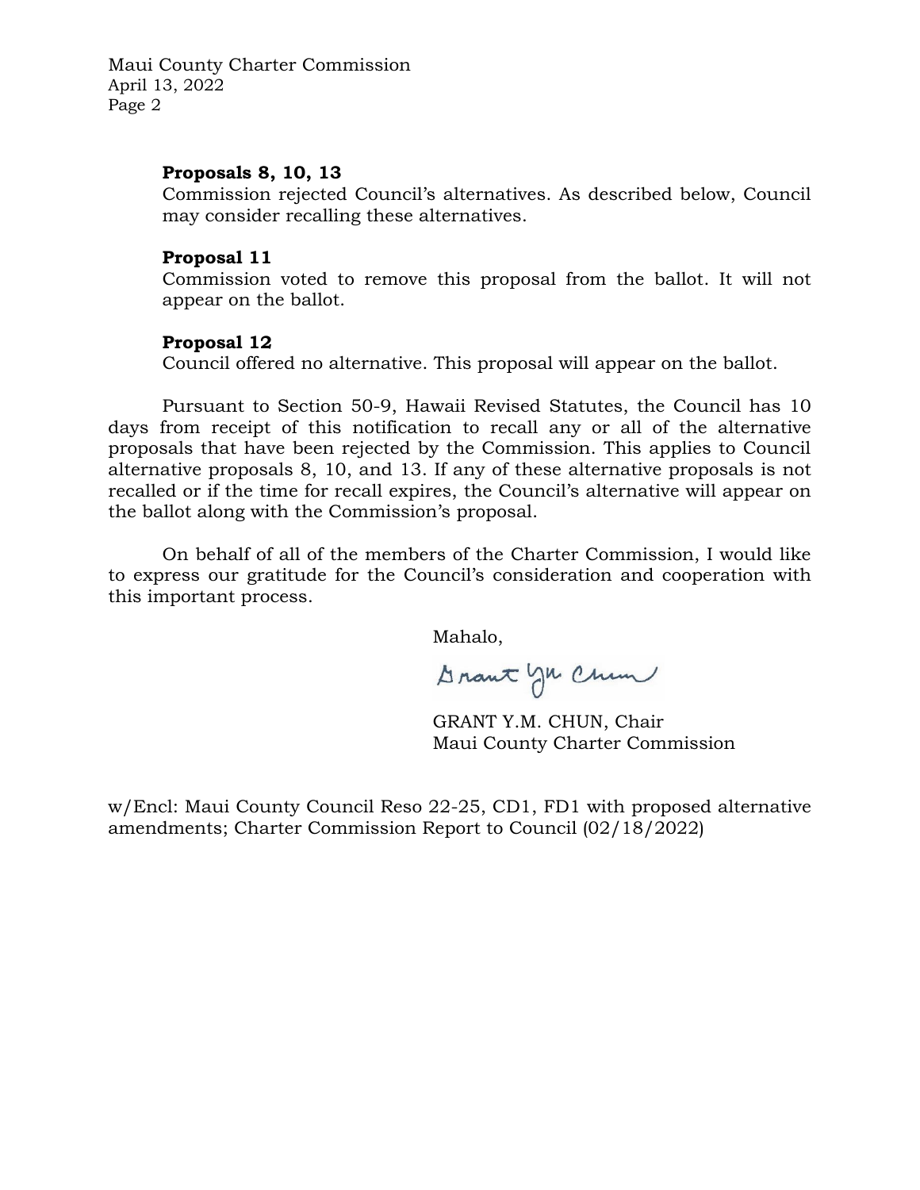**Proposals 8, 10, 13**

Commission rejected Council's alternatives. As described below, Council may consider recalling these alternatives.

**Proposal 11**

Commission voted to remove this proposal from the ballot. It will not appear on the ballot.

**Proposal 12**

Council offered no alternative. This proposal will appear on the ballot.

Pursuant to Section 50-9, Hawaii Revised Statutes, the Council has 10 days from receipt of this notification to recall any or all of the alternative proposals that have been rejected by the Commission. This applies to Council alternative proposals 8, 10, and 13. If any of these alternative proposals is not recalled or if the time for recall expires, the Council's alternative will appear on the ballot along with the Commission's proposal.

On behalf of all of the members of the Charter Commission, I would like to express our gratitude for the Council's consideration and cooperation with this important process.

Mahalo,

Grant Y.M. Chun

GRANT Y.M. CHUN, Chair
Maui County Charter Commission

w/Encl: Maui County Council Reso 22-25, CD1, FD1 with proposed alternative amendments; Charter Commission Report to Council (02/18/2022)